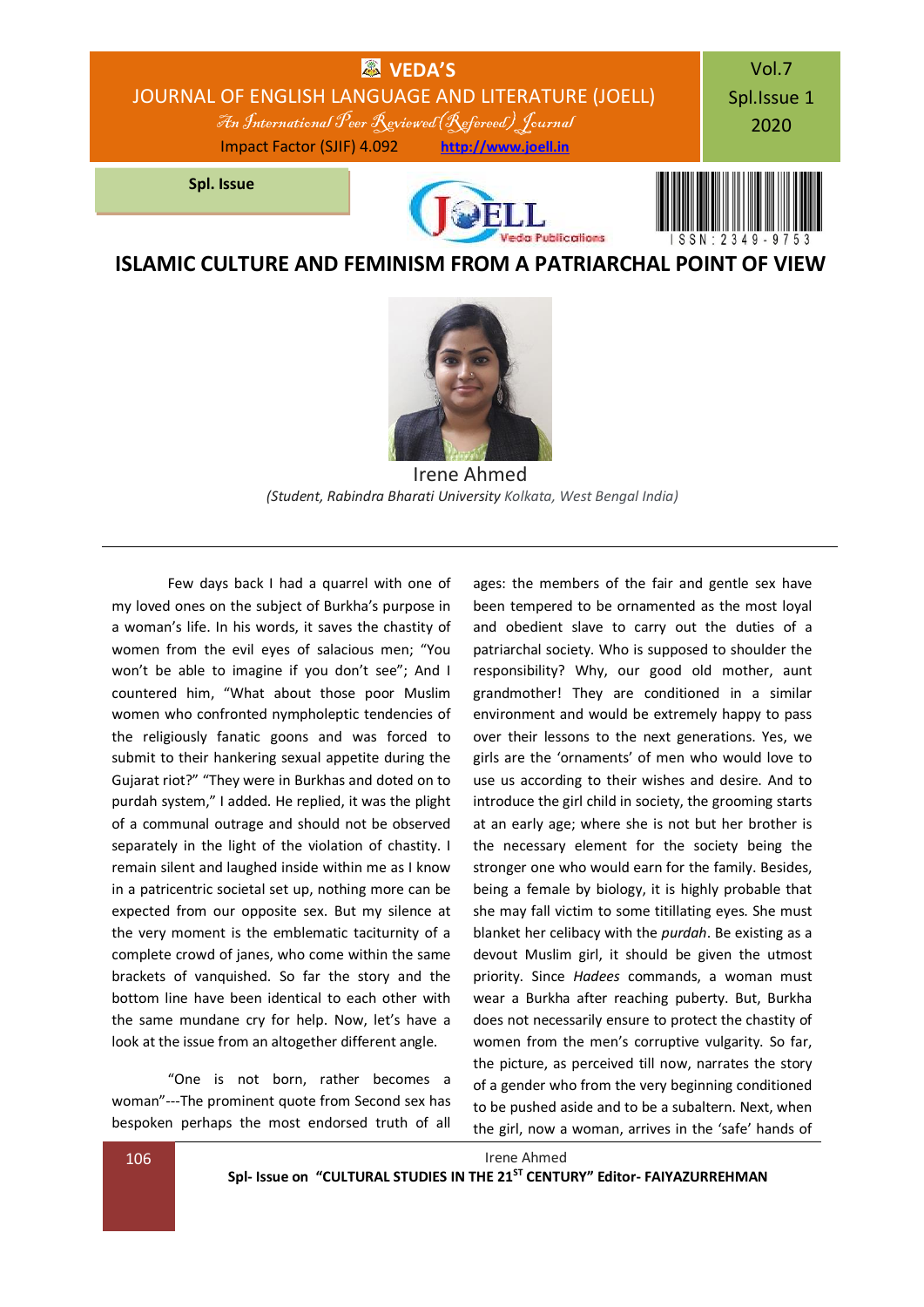# ISLAMIC CULTURE AND FEMINISM FROM A PATRIARCHAL POINT OF VIEW

Irene Ahmed

*(Student, Rabindra Bharati University Kolkata, West Bengal India)*

---

Few days back I had a quarrel with one of my loved ones on the subject of Burkha's purpose in a woman's life. In his words, it saves the chastity of women from the evil eyes of salacious men; "You won't be able to imagine if you don't see"; And I countered him, "What about those poor Muslim women who confronted nympholeptic tendencies of the religiously fanatic goons and was forced to submit to their hankering sexual appetite during the Gujarat riot?" "They were in Burkhas and doted on to purdah system," I added. He replied, it was the plight of a communal outrage and should not be observed separately in the light of the violation of chastity. I remain silent and laughed inside within me as I know in a patricentric societal set up, nothing more can be expected from our opposite sex. But my silence at the very moment is the emblematic taciturnity of a complete crowd of janes, who come within the same brackets of vanquished. So far the story and the bottom line have been identical to each other with the same mundane cry for help. Now, let's have a look at the issue from an altogether different angle.

"One is not born, rather becomes a woman"---The prominent quote from Second sex has bespoken perhaps the most endorsed truth of all ages: the members of the fair and gentle sex have been tempered to be ornamented as the most loyal and obedient slave to carry out the duties of a patriarchal society. Who is supposed to shoulder the responsibility? Why, our good old mother, aunt grandmother! They are conditioned in a similar environment and would be extremely happy to pass over their lessons to the next generations. Yes, we girls are the 'ornaments' of men who would love to use us according to their wishes and desire. And to introduce the girl child in society, the grooming starts at an early age; where she is not but her brother is the necessary element for the society being the stronger one who would earn for the family. Besides, being a female by biology, it is highly probable that she may fall victim to some titillating eyes. She must blanket her celibacy with the *purdah*. Be existing as a devout Muslim girl, it should be given the utmost priority. Since *Hadees* commands, a woman must wear a Burkha after reaching puberty. But, Burkha does not necessarily ensure to protect the chastity of women from the men's corruptive vulgarity. So far, the picture, as perceived till now, narrates the story of a gender who from the very beginning conditioned to be pushed aside and to be a subaltern. Next, when the girl, now a woman, arrives in the 'safe' hands of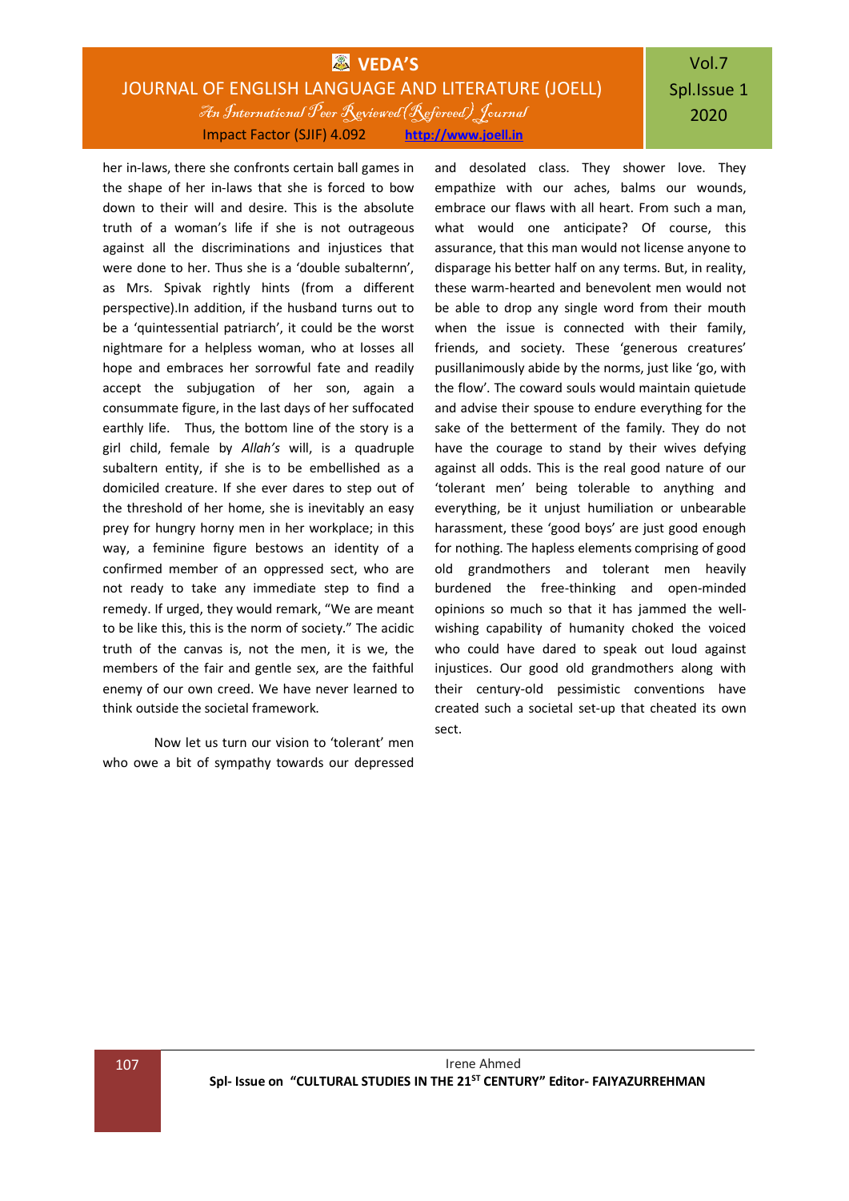her in-laws, there she confronts certain ball games in the shape of her in-laws that she is forced to bow down to their will and desire. This is the absolute truth of a woman's life if she is not outrageous against all the discriminations and injustices that were done to her. Thus she is a 'double subalternn', as Mrs. Spivak rightly hints (from a different perspective).In addition, if the husband turns out to be a 'quintessential patriarch', it could be the worst nightmare for a helpless woman, who at losses all hope and embraces her sorrowful fate and readily accept the subjugation of her son, again a consummate figure, in the last days of her suffocated earthly life. Thus, the bottom line of the story is a girl child, female by *Allah's* will, is a quadruple subaltern entity, if she is to be embellished as a domiciled creature. If she ever dares to step out of the threshold of her home, she is inevitably an easy prey for hungry horny men in her workplace; in this way, a feminine figure bestows an identity of a confirmed member of an oppressed sect, who are not ready to take any immediate step to find a remedy. If urged, they would remark, "We are meant to be like this, this is the norm of society." The acidic truth of the canvas is, not the men, it is we, the members of the fair and gentle sex, are the faithful enemy of our own creed. We have never learned to think outside the societal framework.

Now let us turn our vision to 'tolerant' men who owe a bit of sympathy towards our depressed and desolated class. They shower love. They empathize with our aches, balms our wounds, embrace our flaws with all heart. From such a man, what would one anticipate? Of course, this assurance, that this man would not license anyone to disparage his better half on any terms. But, in reality, these warm-hearted and benevolent men would not be able to drop any single word from their mouth when the issue is connected with their family, friends, and society. These 'generous creatures' pusillanimously abide by the norms, just like 'go, with the flow'. The coward souls would maintain quietude and advise their spouse to endure everything for the sake of the betterment of the family. They do not have the courage to stand by their wives defying against all odds. This is the real good nature of our 'tolerant men' being tolerable to anything and everything, be it unjust humiliation or unbearable harassment, these 'good boys' are just good enough for nothing. The hapless elements comprising of good old grandmothers and tolerant men heavily burdened the free-thinking and open-minded opinions so much so that it has jammed the well-wishing capability of humanity choked the voiced who could have dared to speak out loud against injustices. Our good old grandmothers along with their century-old pessimistic conventions have created such a societal set-up that cheated its own sect.